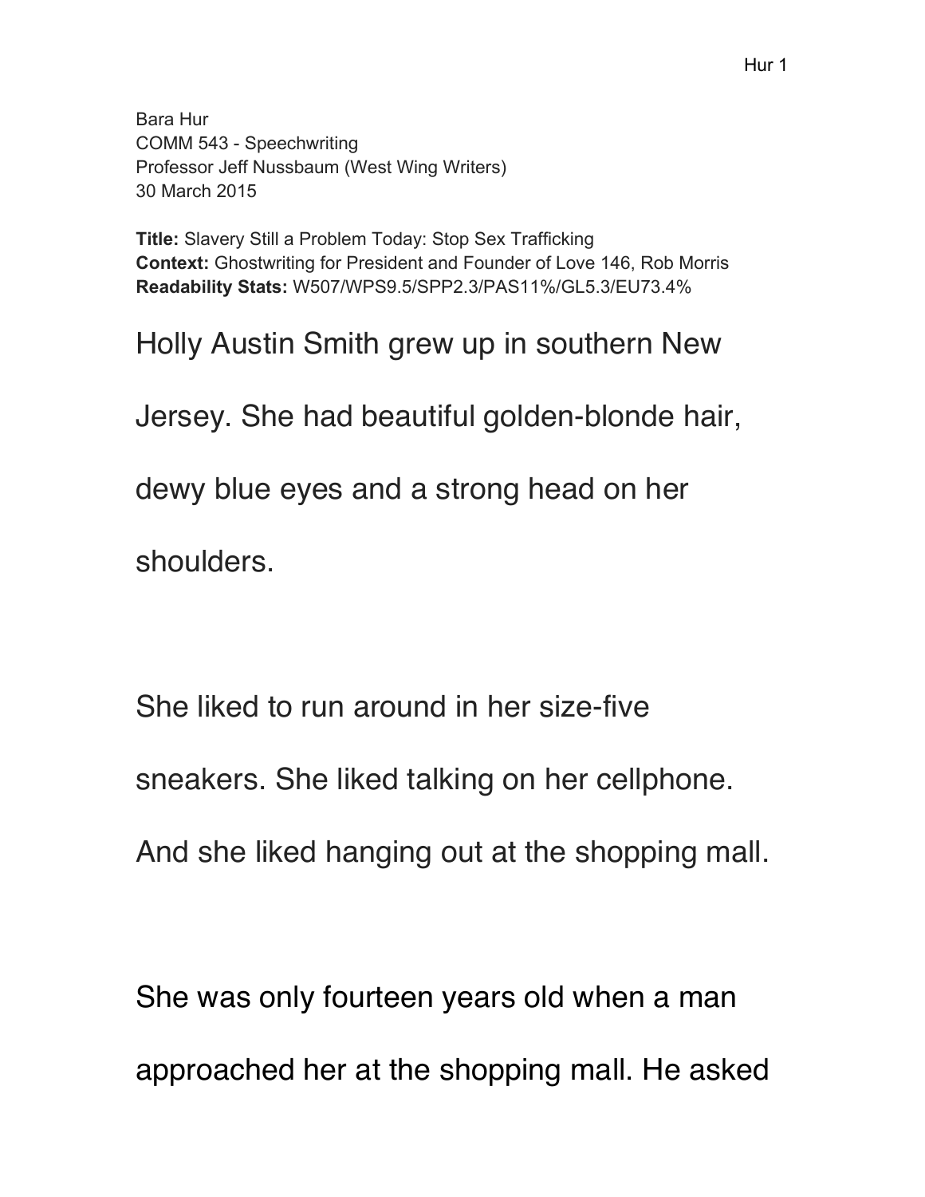Bara Hur
COMM 543 - Speechwriting
Professor Jeff Nussbaum (West Wing Writers)
30 March 2015

**Title:** Slavery Still a Problem Today: Stop Sex Trafficking
**Context:** Ghostwriting for President and Founder of Love 146, Rob Morris
**Readability Stats:** W507/WPS9.5/SPP2.3/PAS11%/GL5.3/EU73.4%

Holly Austin Smith grew up in southern New Jersey. She had beautiful golden-blonde hair, dewy blue eyes and a strong head on her shoulders.

She liked to run around in her size-five sneakers. She liked talking on her cellphone. And she liked hanging out at the shopping mall.

She was only fourteen years old when a man approached her at the shopping mall. He asked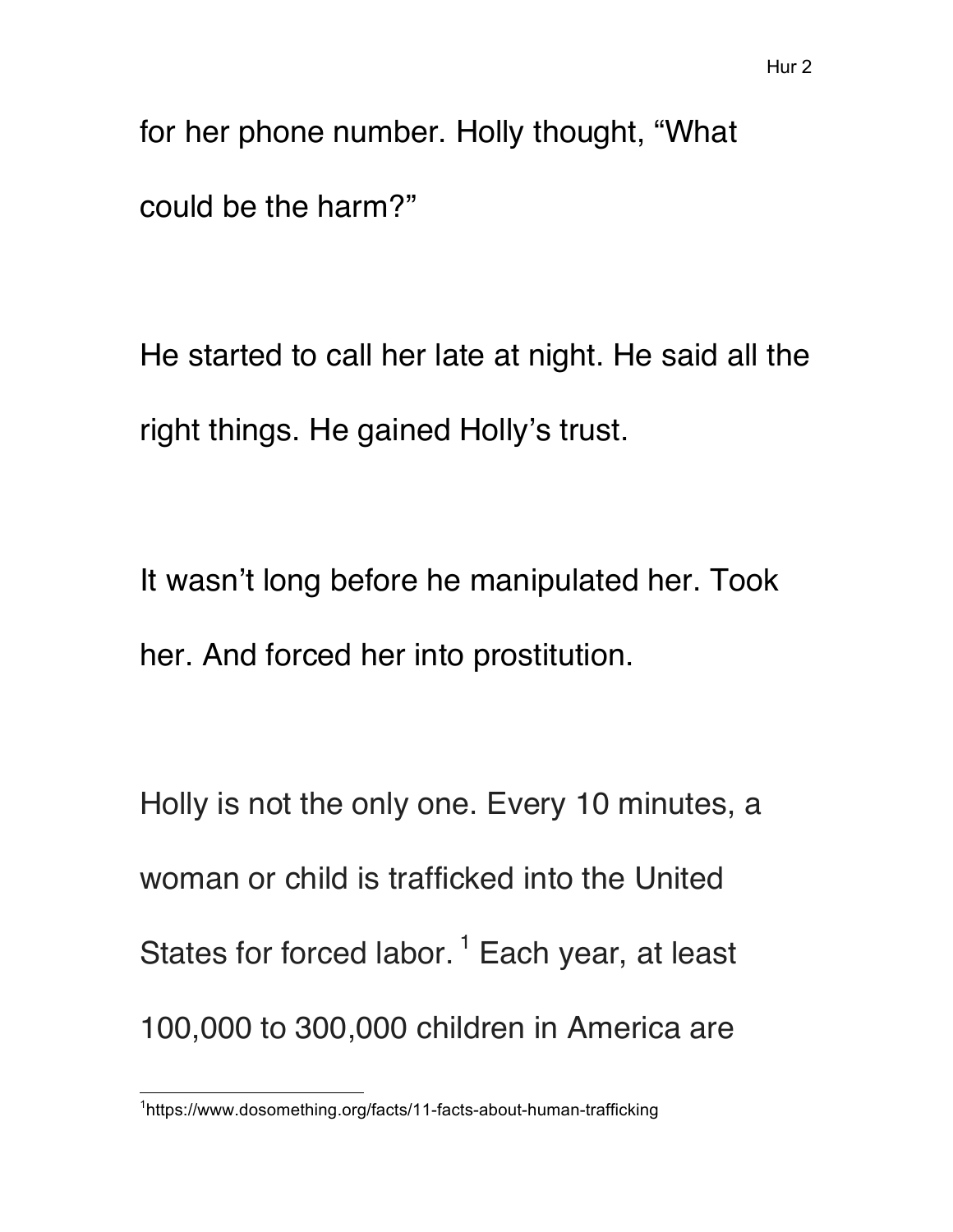for her phone number. Holly thought, “What could be the harm?”

He started to call her late at night. He said all the right things. He gained Holly’s trust.

It wasn’t long before he manipulated her. Took her. And forced her into prostitution.

Holly is not the only one. Every 10 minutes, a woman or child is trafficked into the United States for forced labor. [1] Each year, at least 100,000 to 300,000 children in America are

[1] https://www.dosomething.org/facts/11-facts-about-human-trafficking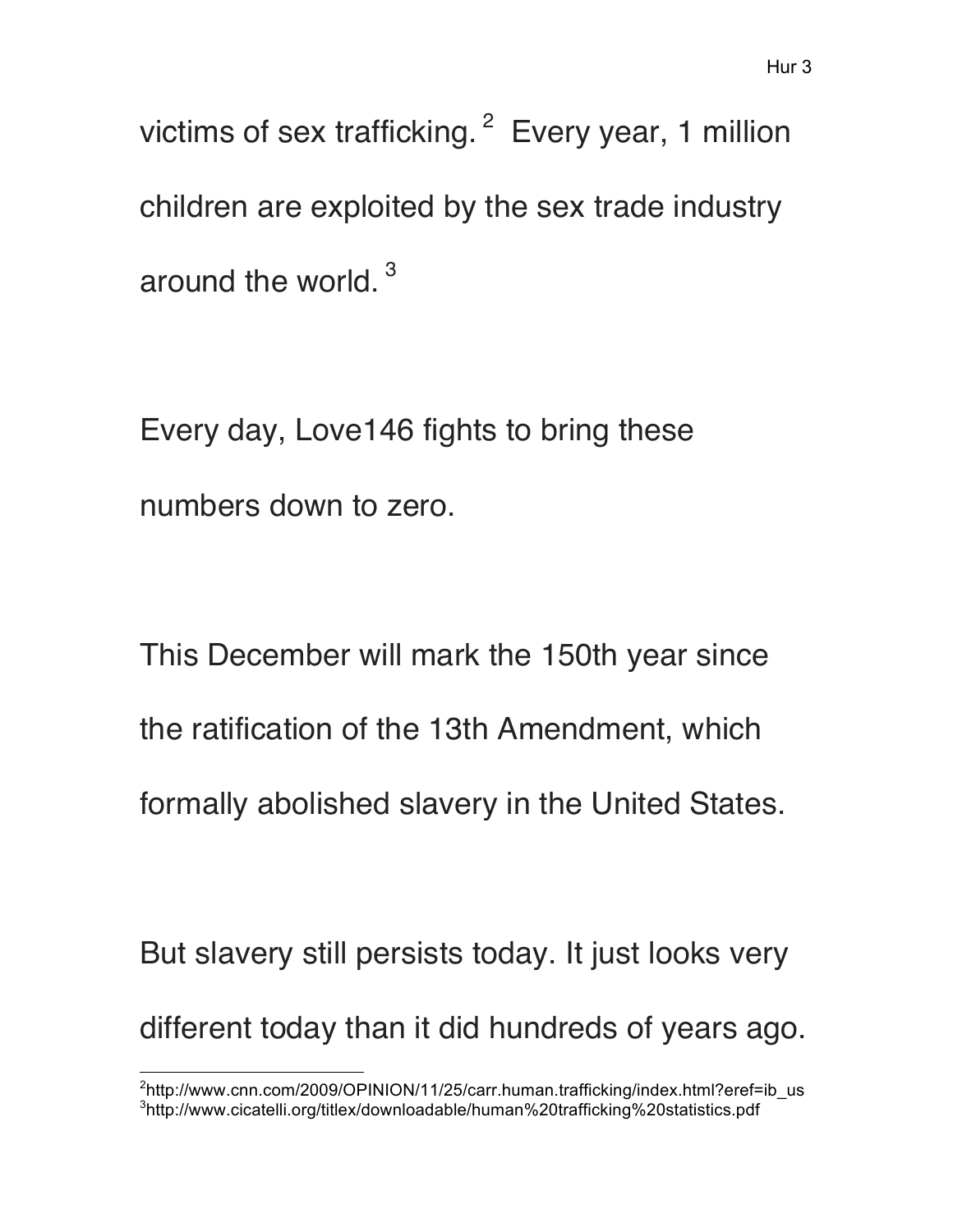victims of sex trafficking.[2] Every year, 1 million children are exploited by the sex trade industry around the world.[3]

Every day, Love146 fights to bring these numbers down to zero.

This December will mark the 150th year since the ratification of the 13th Amendment, which formally abolished slavery in the United States.

But slavery still persists today. It just looks very different today than it did hundreds of years ago.

---

[2] http://www.cnn.com/2009/OPINION/11/25/carr.human.trafficking/index.html?eref=ib_us
[3] http://www.cicatelli.org/titlex/downloadable/human%20trafficking%20statistics.pdf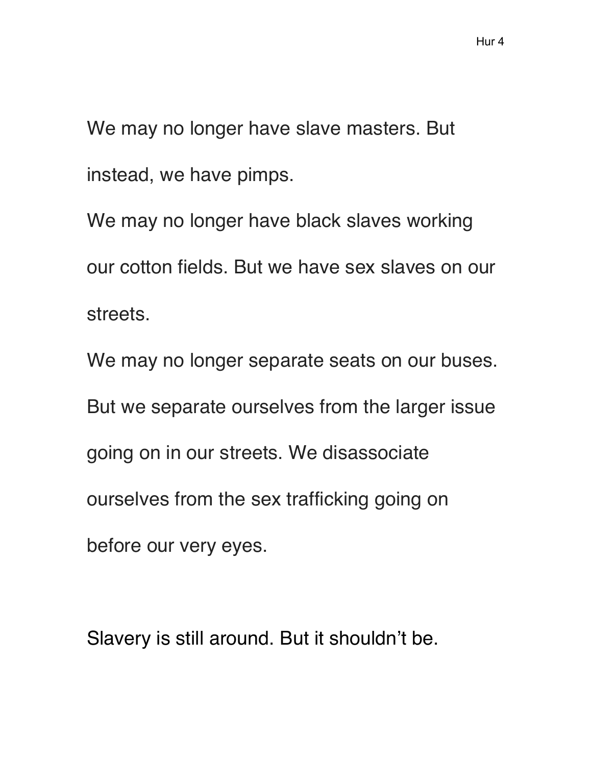We may no longer have slave masters. But instead, we have pimps.

We may no longer have black slaves working our cotton fields. But we have sex slaves on our streets.

We may no longer separate seats on our buses. But we separate ourselves from the larger issue going on in our streets. We disassociate ourselves from the sex trafficking going on before our very eyes.

Slavery is still around. But it shouldn't be.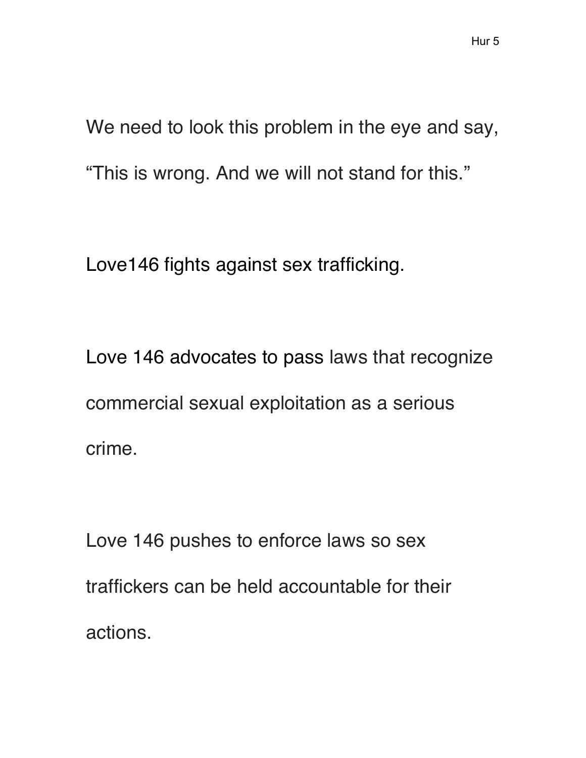We need to look this problem in the eye and say, “This is wrong. And we will not stand for this.”

Love146 fights against sex trafficking.

Love 146 advocates to pass laws that recognize commercial sexual exploitation as a serious crime.

Love 146 pushes to enforce laws so sex traffickers can be held accountable for their actions.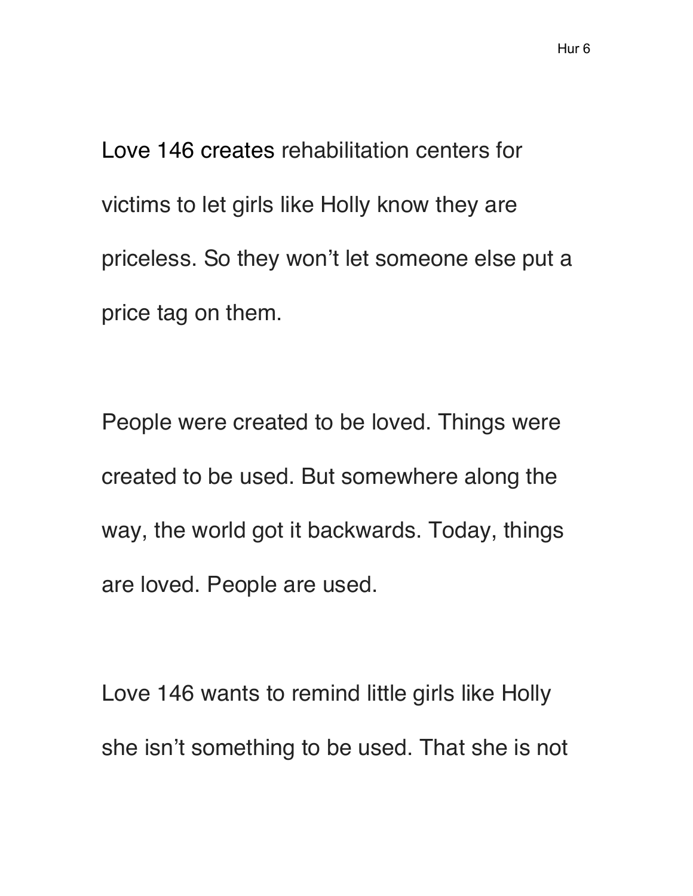Love 146 creates rehabilitation centers for victims to let girls like Holly know they are priceless. So they won't let someone else put a price tag on them.

People were created to be loved. Things were created to be used. But somewhere along the way, the world got it backwards. Today, things are loved. People are used.

Love 146 wants to remind little girls like Holly she isn't something to be used. That she is not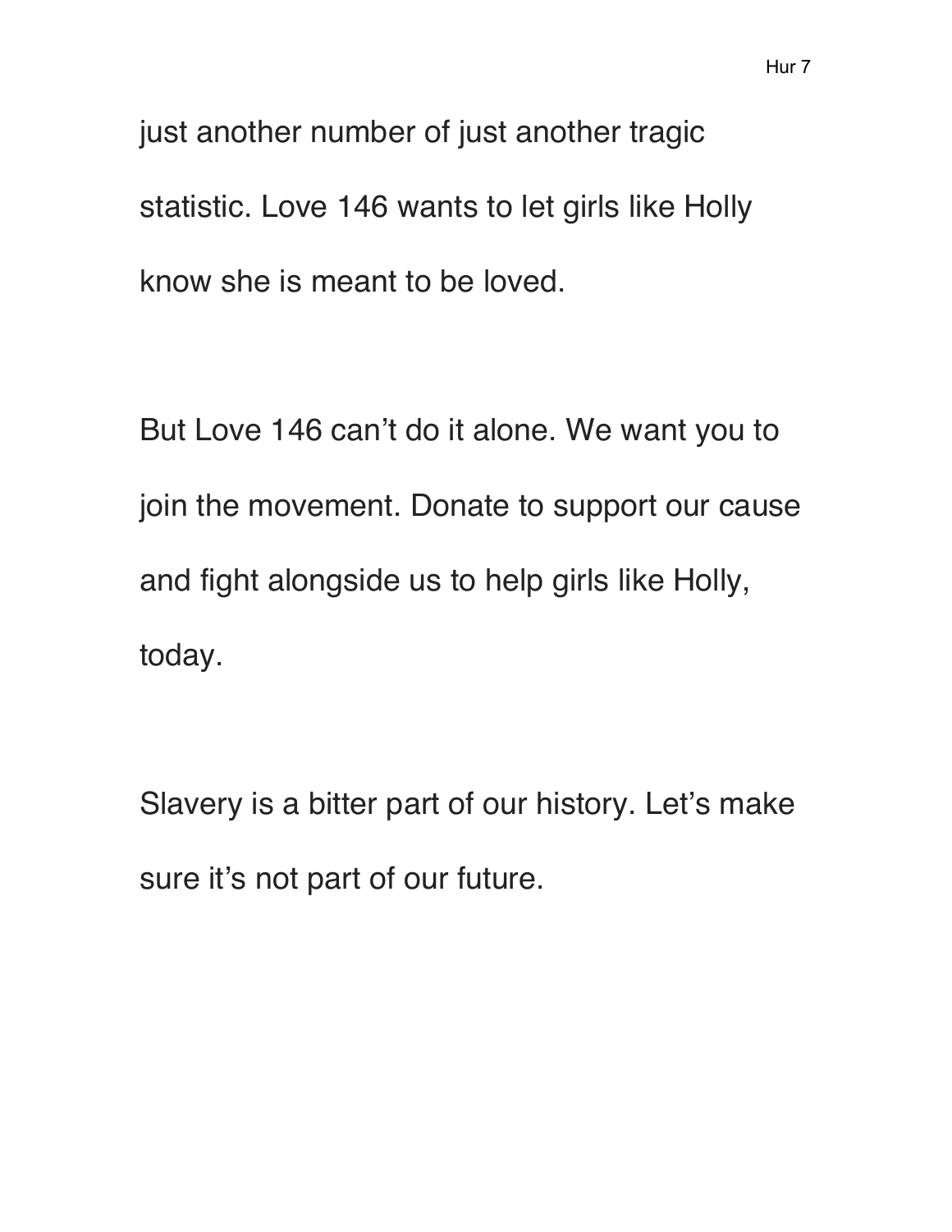just another number of just another tragic statistic. Love 146 wants to let girls like Holly know she is meant to be loved.

But Love 146 can't do it alone. We want you to join the movement. Donate to support our cause and fight alongside us to help girls like Holly, today.

Slavery is a bitter part of our history. Let's make sure it's not part of our future.